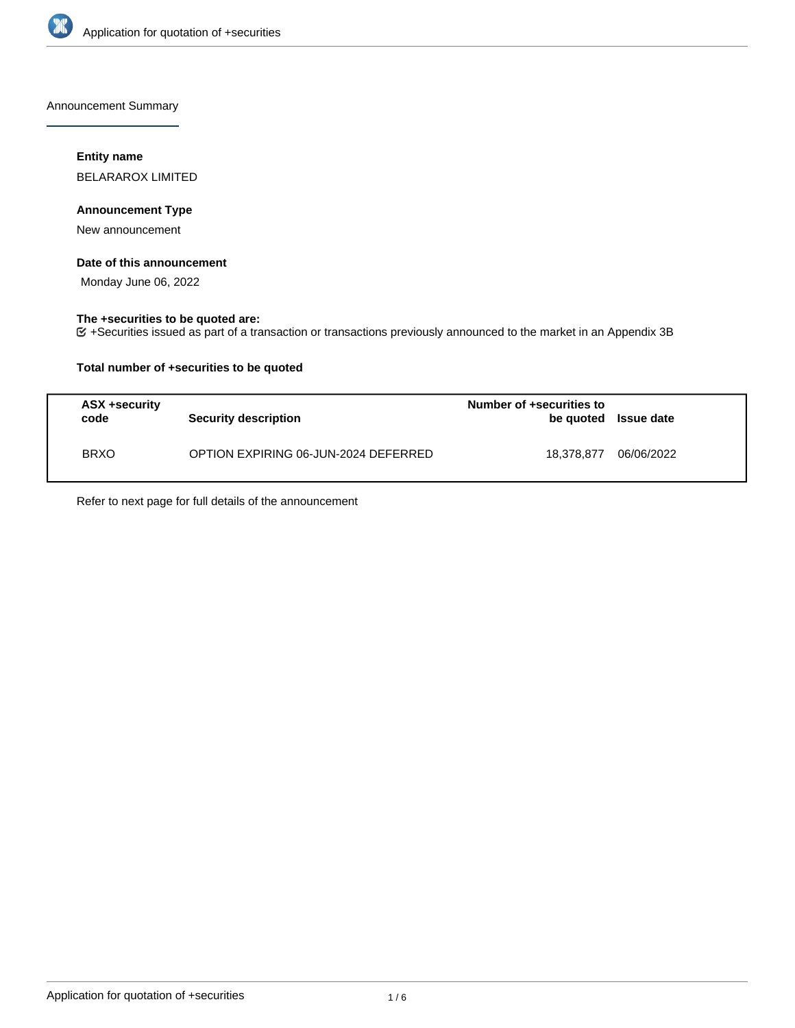Announcement Summary

**Entity name**

BELARAROX LIMITED

**Announcement Type**

New announcement

**Date of this announcement**

Monday June 06, 2022

**The +securities to be quoted are:**

+Securities issued as part of a transaction or transactions previously announced to the market in an Appendix 3B

**Total number of +securities to be quoted**

| ASX +security code | Security description | Number of +securities to be quoted | Issue date |
|---|---|---|---|
| BRXO | OPTION EXPIRING 06-JUN-2024 DEFERRED | 18,378,877 | 06/06/2022 |

Refer to next page for full details of the announcement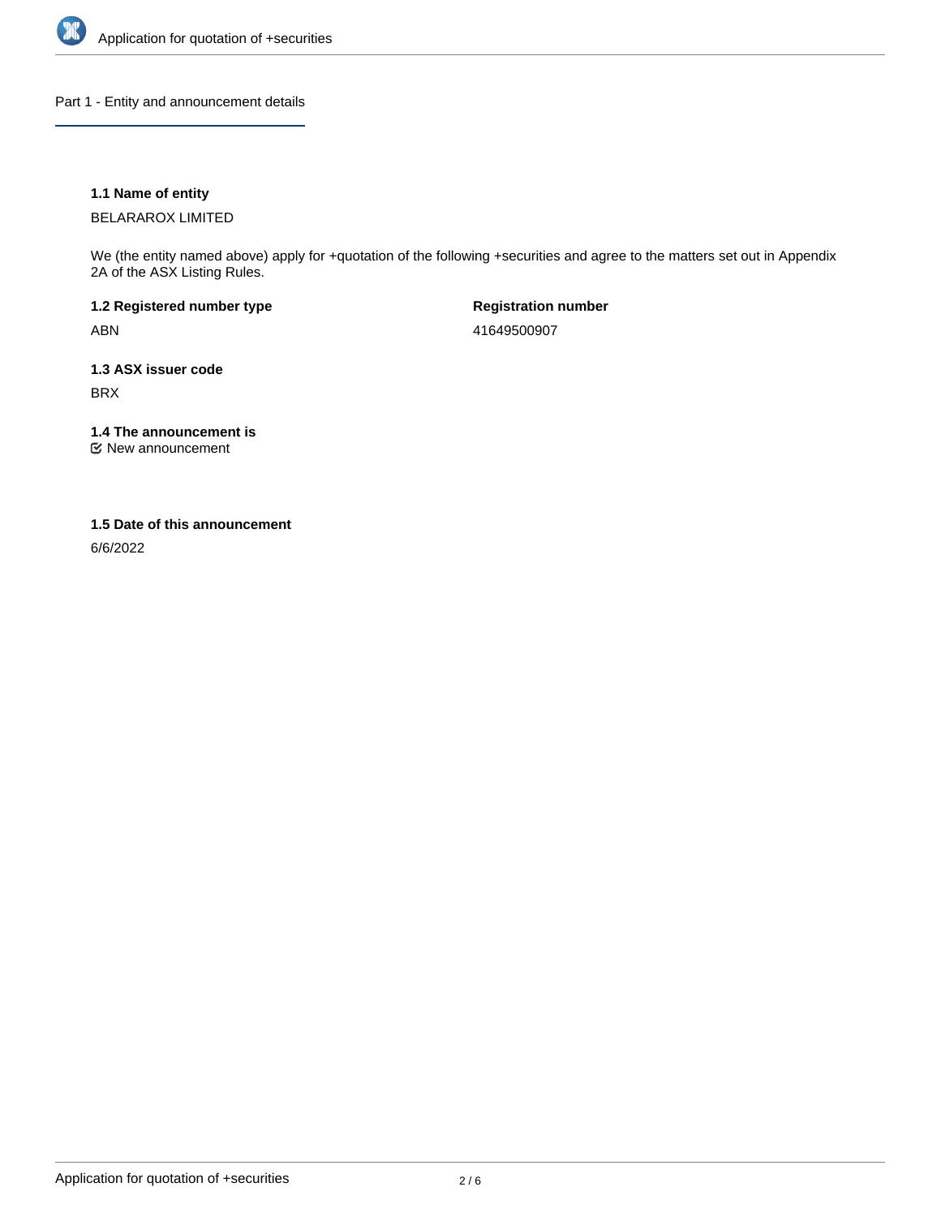## Part 1 - Entity and announcement details

**1.1 Name of entity**

BELARAROX LIMITED

We (the entity named above) apply for +quotation of the following +securities and agree to the matters set out in Appendix 2A of the ASX Listing Rules.

**1.2 Registered number type**

ABN

**Registration number**

41649500907

**1.3 ASX issuer code**

BRX

**1.4 The announcement is**

☑ New announcement

**1.5 Date of this announcement**

6/6/2022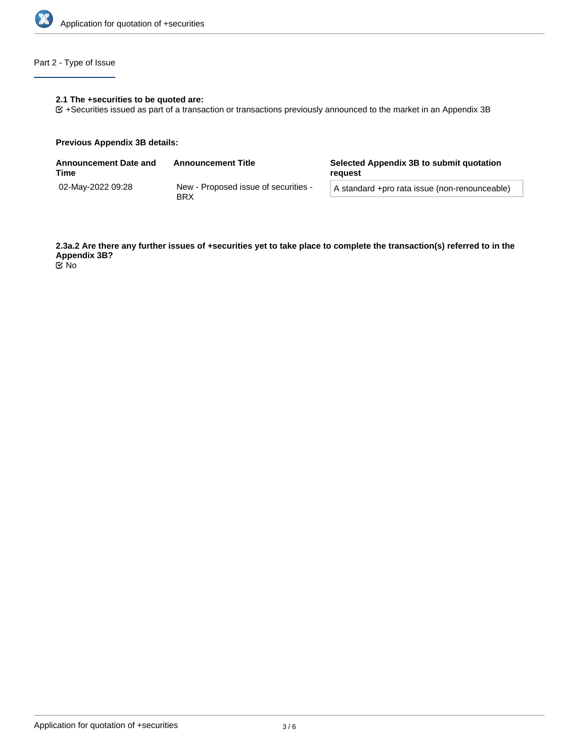## Part 2 - Type of Issue

**2.1 The +securities to be quoted are:**

☑ +Securities issued as part of a transaction or transactions previously announced to the market in an Appendix 3B

**Previous Appendix 3B details:**

| Announcement Date and Time | Announcement Title | Selected Appendix 3B to submit quotation request |
| --- | --- | --- |
| 02-May-2022 09:28 | New - Proposed issue of securities - BRX | A standard +pro rata issue (non-renounceable) |

**2.3a.2 Are there any further issues of +securities yet to take place to complete the transaction(s) referred to in the Appendix 3B?**

☑ No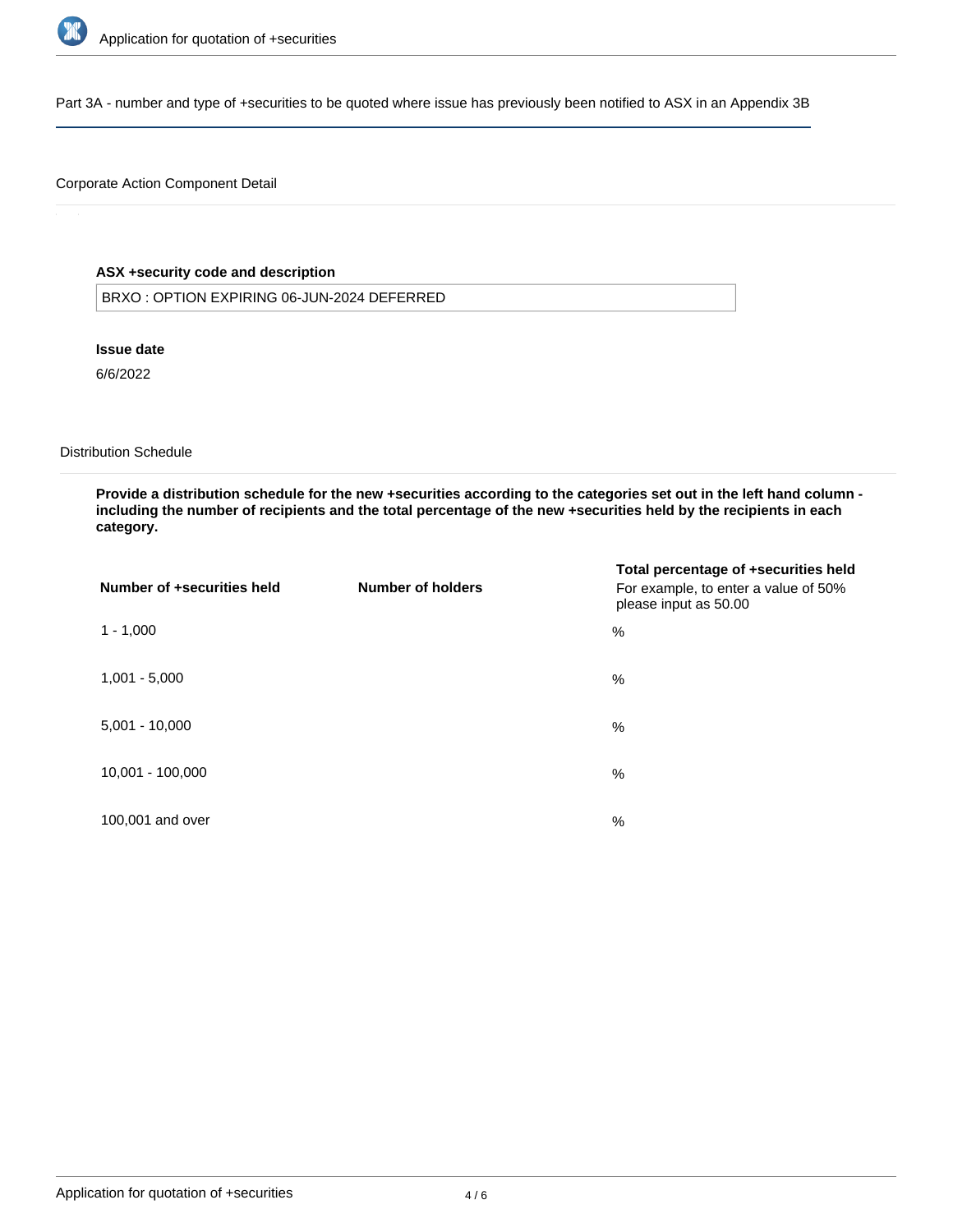Part 3A - number and type of +securities to be quoted where issue has previously been notified to ASX in an Appendix 3B

Corporate Action Component Detail

**ASX +security code and description**

BRXO : OPTION EXPIRING 06-JUN-2024 DEFERRED

**Issue date**

6/6/2022

Distribution Schedule

**Provide a distribution schedule for the new +securities according to the categories set out in the left hand column - including the number of recipients and the total percentage of the new +securities held by the recipients in each category.**

| Number of +securities held | Number of holders | Total percentage of +securities held For example, to enter a value of 50% please input as 50.00 |
| --- | --- | --- |
| 1 - 1,000 | | % |
| 1,001 - 5,000 | | % |
| 5,001 - 10,000 | | % |
| 10,001 - 100,000 | | % |
| 100,001 and over | | % |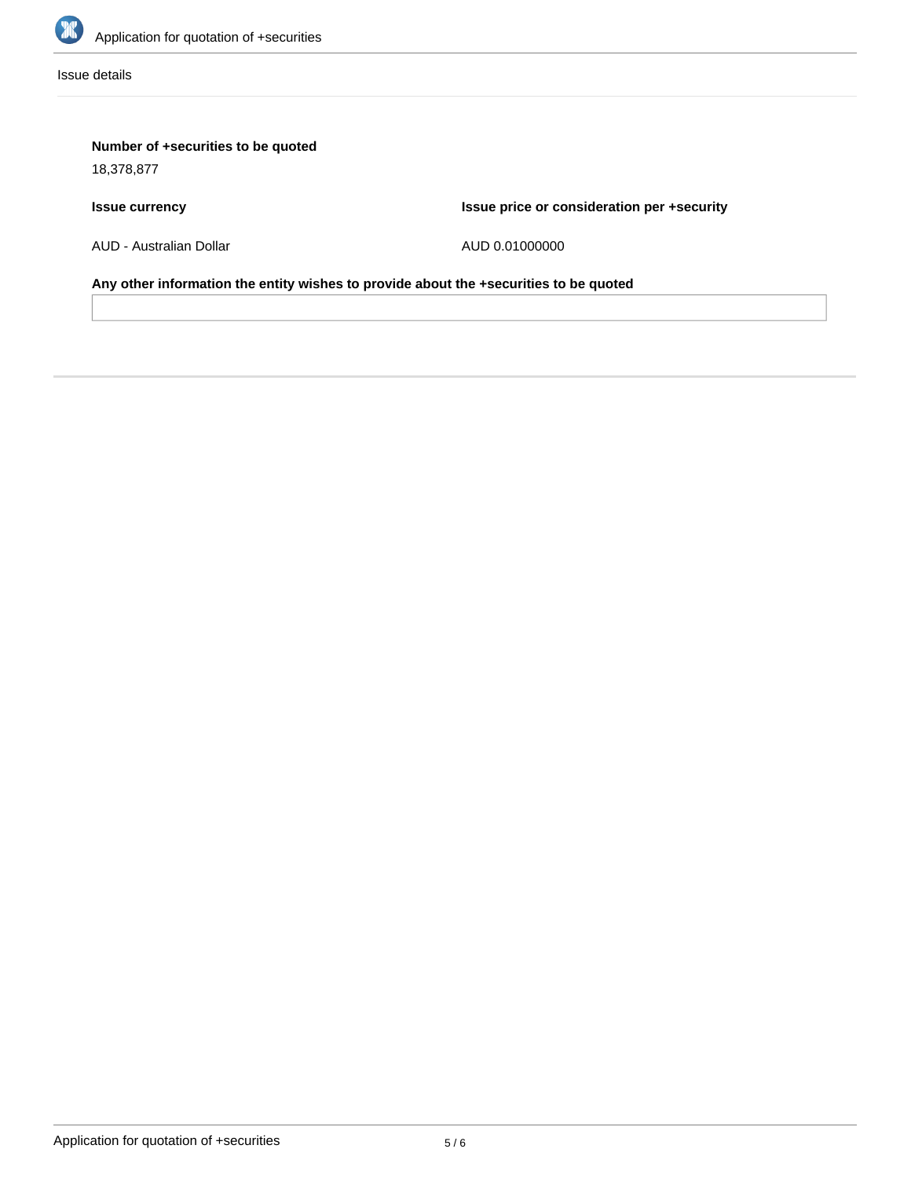Issue details

**Number of +securities to be quoted**

18,378,877

| Issue currency | Issue price or consideration per +security |
| --- | --- |
| AUD - Australian Dollar | AUD 0.01000000 |

**Any other information the entity wishes to provide about the +securities to be quoted**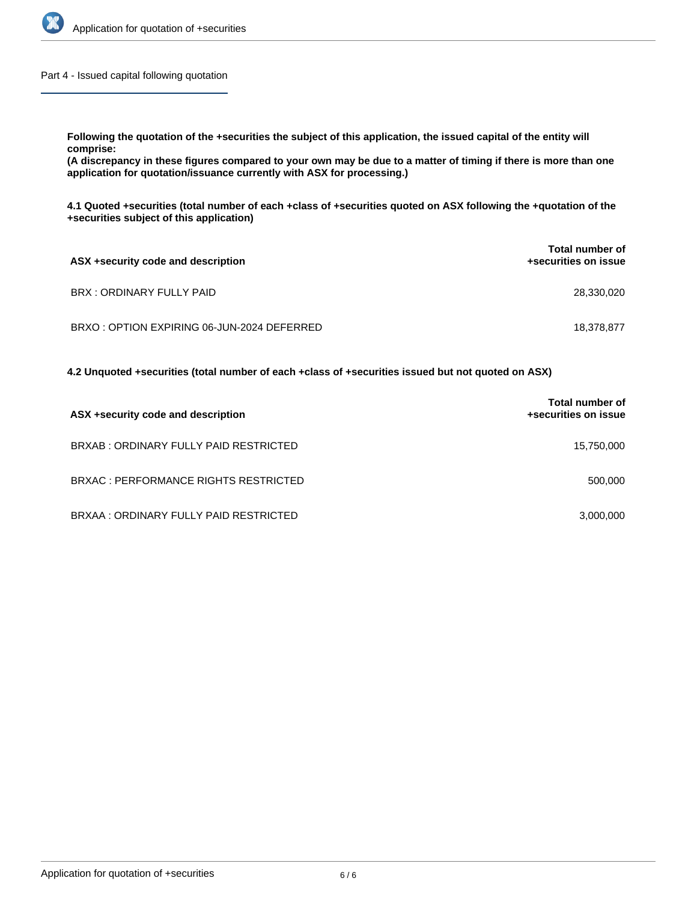## Part 4 - Issued capital following quotation

**Following the quotation of the +securities the subject of this application, the issued capital of the entity will comprise:**
**(A discrepancy in these figures compared to your own may be due to a matter of timing if there is more than one application for quotation/issuance currently with ASX for processing.)**

**4.1 Quoted +securities (total number of each +class of +securities quoted on ASX following the +quotation of the +securities subject of this application)**

| ASX +security code and description | Total number of +securities on issue |
|---|---|
| BRX : ORDINARY FULLY PAID | 28,330,020 |
| BRXO : OPTION EXPIRING 06-JUN-2024 DEFERRED | 18,378,877 |

**4.2 Unquoted +securities (total number of each +class of +securities issued but not quoted on ASX)**

| ASX +security code and description | Total number of +securities on issue |
|---|---|
| BRXAB : ORDINARY FULLY PAID RESTRICTED | 15,750,000 |
| BRXAC : PERFORMANCE RIGHTS RESTRICTED | 500,000 |
| BRXAA : ORDINARY FULLY PAID RESTRICTED | 3,000,000 |